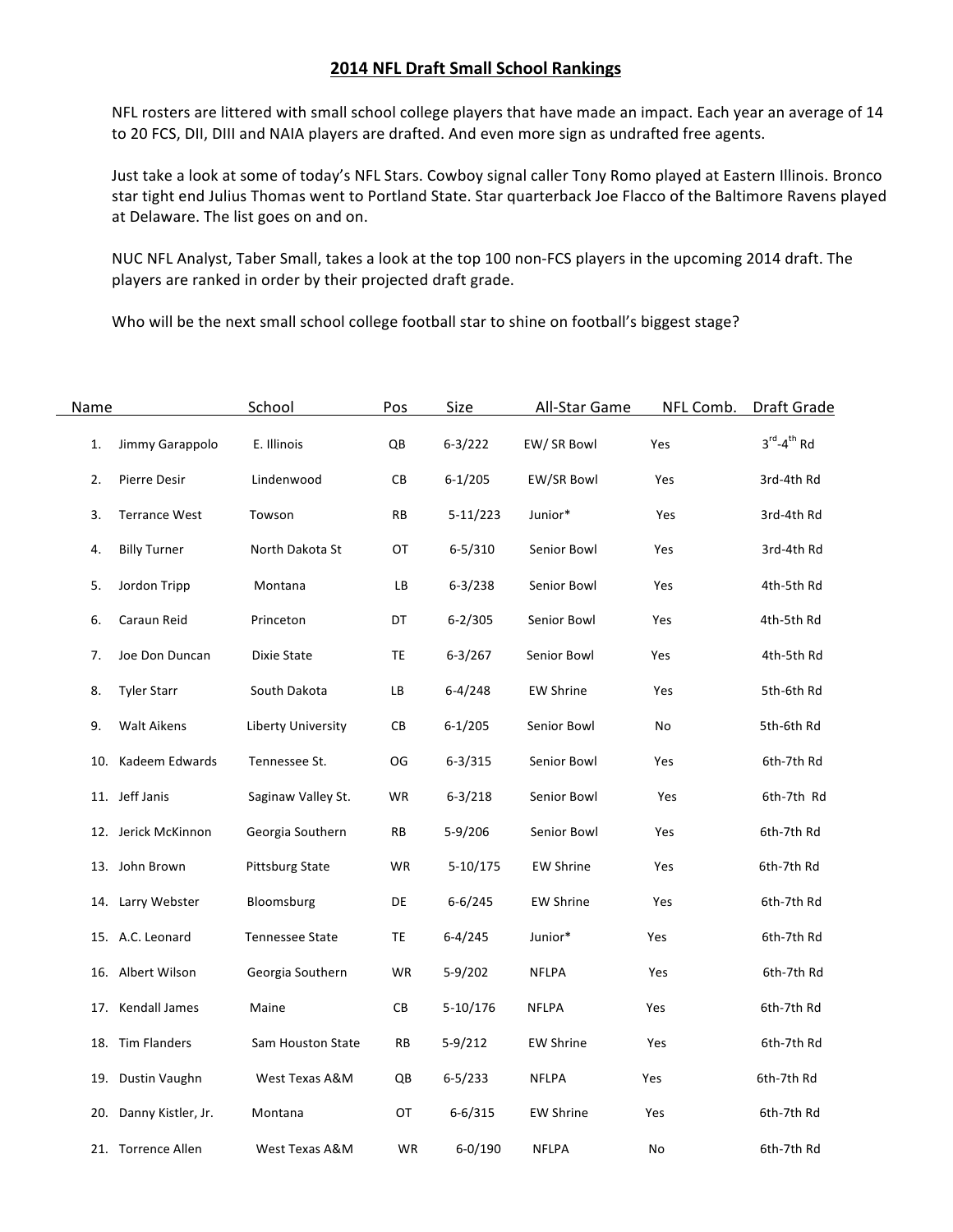## 2014 NFL Draft Small School Rankings

NFL rosters are littered with small school college players that have made an impact. Each year an average of 14 to 20 FCS, DII, DIII and NAIA players are drafted. And even more sign as undrafted free agents.

Just take a look at some of today's NFL Stars. Cowboy signal caller Tony Romo played at Eastern Illinois. Bronco star tight end Julius Thomas went to Portland State. Star quarterback Joe Flacco of the Baltimore Ravens played at Delaware. The list goes on and on.

NUC NFL Analyst, Taber Small, takes a look at the top 100 non-FCS players in the upcoming 2014 draft. The players are ranked in order by their projected draft grade.

Who will be the next small school college football star to shine on football's biggest stage?

| Name | School | Pos | Size | All-Star Game | NFL Comb. | Draft Grade |
|---|---|---|---|---|---|---|
| 1. Jimmy Garappolo | E. Illinois | QB | 6-3/222 | EW/ SR Bowl | Yes | 3rd-4th Rd |
| 2. Pierre Desir | Lindenwood | CB | 6-1/205 | EW/SR Bowl | Yes | 3rd-4th Rd |
| 3. Terrance West | Towson | RB | 5-11/223 | Junior* | Yes | 3rd-4th Rd |
| 4. Billy Turner | North Dakota St | OT | 6-5/310 | Senior Bowl | Yes | 3rd-4th Rd |
| 5. Jordon Tripp | Montana | LB | 6-3/238 | Senior Bowl | Yes | 4th-5th Rd |
| 6. Caraun Reid | Princeton | DT | 6-2/305 | Senior Bowl | Yes | 4th-5th Rd |
| 7. Joe Don Duncan | Dixie State | TE | 6-3/267 | Senior Bowl | Yes | 4th-5th Rd |
| 8. Tyler Starr | South Dakota | LB | 6-4/248 | EW Shrine | Yes | 5th-6th Rd |
| 9. Walt Aikens | Liberty University | CB | 6-1/205 | Senior Bowl | No | 5th-6th Rd |
| 10. Kadeem Edwards | Tennessee St. | OG | 6-3/315 | Senior Bowl | Yes | 6th-7th Rd |
| 11. Jeff Janis | Saginaw Valley St. | WR | 6-3/218 | Senior Bowl | Yes | 6th-7th Rd |
| 12. Jerick McKinnon | Georgia Southern | RB | 5-9/206 | Senior Bowl | Yes | 6th-7th Rd |
| 13. John Brown | Pittsburg State | WR | 5-10/175 | EW Shrine | Yes | 6th-7th Rd |
| 14. Larry Webster | Bloomsburg | DE | 6-6/245 | EW Shrine | Yes | 6th-7th Rd |
| 15. A.C. Leonard | Tennessee State | TE | 6-4/245 | Junior* | Yes | 6th-7th Rd |
| 16. Albert Wilson | Georgia Southern | WR | 5-9/202 | NFLPA | Yes | 6th-7th Rd |
| 17. Kendall James | Maine | CB | 5-10/176 | NFLPA | Yes | 6th-7th Rd |
| 18. Tim Flanders | Sam Houston State | RB | 5-9/212 | EW Shrine | Yes | 6th-7th Rd |
| 19. Dustin Vaughn | West Texas A&M | QB | 6-5/233 | NFLPA | Yes | 6th-7th Rd |
| 20. Danny Kistler, Jr. | Montana | OT | 6-6/315 | EW Shrine | Yes | 6th-7th Rd |
| 21. Torrence Allen | West Texas A&M | WR | 6-0/190 | NFLPA | No | 6th-7th Rd |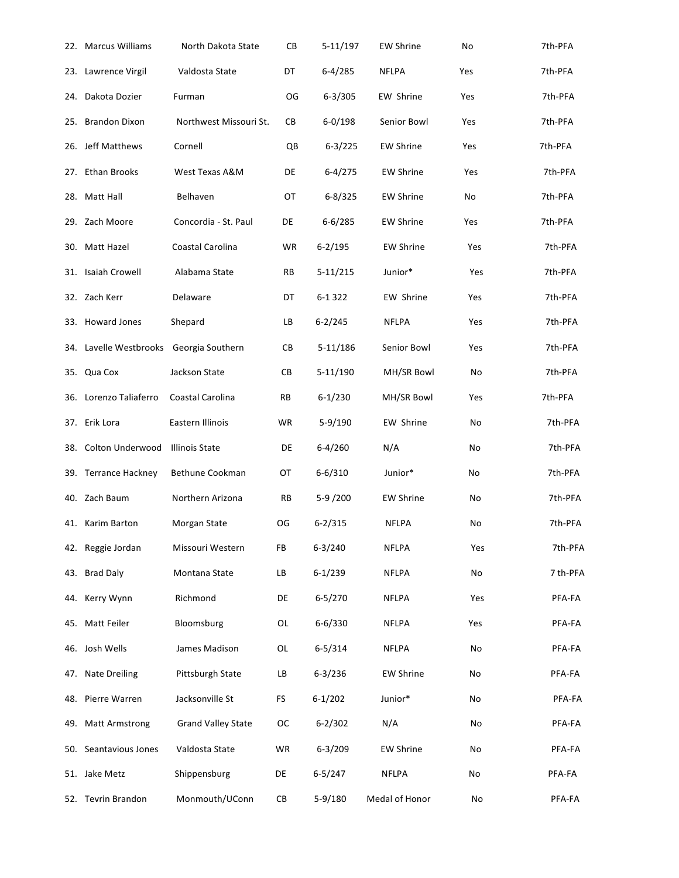| | | | | | | |
|---|---|---|---|---|---|---|
| 22. Marcus Williams | North Dakota State | CB | 5-11/197 | EW Shrine | No | 7th-PFA |
| 23. Lawrence Virgil | Valdosta State | DT | 6-4/285 | NFLPA | Yes | 7th-PFA |
| 24. Dakota Dozier | Furman | OG | 6-3/305 | EW Shrine | Yes | 7th-PFA |
| 25. Brandon Dixon | Northwest Missouri St. | CB | 6-0/198 | Senior Bowl | Yes | 7th-PFA |
| 26. Jeff Matthews | Cornell | QB | 6-3/225 | EW Shrine | Yes | 7th-PFA |
| 27. Ethan Brooks | West Texas A&M | DE | 6-4/275 | EW Shrine | Yes | 7th-PFA |
| 28. Matt Hall | Belhaven | OT | 6-8/325 | EW Shrine | No | 7th-PFA |
| 29. Zach Moore | Concordia - St. Paul | DE | 6-6/285 | EW Shrine | Yes | 7th-PFA |
| 30. Matt Hazel | Coastal Carolina | WR | 6-2/195 | EW Shrine | Yes | 7th-PFA |
| 31. Isaiah Crowell | Alabama State | RB | 5-11/215 | Junior* | Yes | 7th-PFA |
| 32. Zach Kerr | Delaware | DT | 6-1 322 | EW Shrine | Yes | 7th-PFA |
| 33. Howard Jones | Shepard | LB | 6-2/245 | NFLPA | Yes | 7th-PFA |
| 34. Lavelle Westbrooks | Georgia Southern | CB | 5-11/186 | Senior Bowl | Yes | 7th-PFA |
| 35. Qua Cox | Jackson State | CB | 5-11/190 | MH/SR Bowl | No | 7th-PFA |
| 36. Lorenzo Taliaferro | Coastal Carolina | RB | 6-1/230 | MH/SR Bowl | Yes | 7th-PFA |
| 37. Erik Lora | Eastern Illinois | WR | 5-9/190 | EW Shrine | No | 7th-PFA |
| 38. Colton Underwood | Illinois State | DE | 6-4/260 | N/A | No | 7th-PFA |
| 39. Terrance Hackney | Bethune Cookman | OT | 6-6/310 | Junior* | No | 7th-PFA |
| 40. Zach Baum | Northern Arizona | RB | 5-9 /200 | EW Shrine | No | 7th-PFA |
| 41. Karim Barton | Morgan State | OG | 6-2/315 | NFLPA | No | 7th-PFA |
| 42. Reggie Jordan | Missouri Western | FB | 6-3/240 | NFLPA | Yes | 7th-PFA |
| 43. Brad Daly | Montana State | LB | 6-1/239 | NFLPA | No | 7 th-PFA |
| 44. Kerry Wynn | Richmond | DE | 6-5/270 | NFLPA | Yes | PFA-FA |
| 45. Matt Feiler | Bloomsburg | OL | 6-6/330 | NFLPA | Yes | PFA-FA |
| 46. Josh Wells | James Madison | OL | 6-5/314 | NFLPA | No | PFA-FA |
| 47. Nate Dreiling | Pittsburgh State | LB | 6-3/236 | EW Shrine | No | PFA-FA |
| 48. Pierre Warren | Jacksonville St | FS | 6-1/202 | Junior* | No | PFA-FA |
| 49. Matt Armstrong | Grand Valley State | OC | 6-2/302 | N/A | No | PFA-FA |
| 50. Seantavious Jones | Valdosta State | WR | 6-3/209 | EW Shrine | No | PFA-FA |
| 51. Jake Metz | Shippensburg | DE | 6-5/247 | NFLPA | No | PFA-FA |
| 52. Tevrin Brandon | Monmouth/UConn | CB | 5-9/180 | Medal of Honor | No | PFA-FA |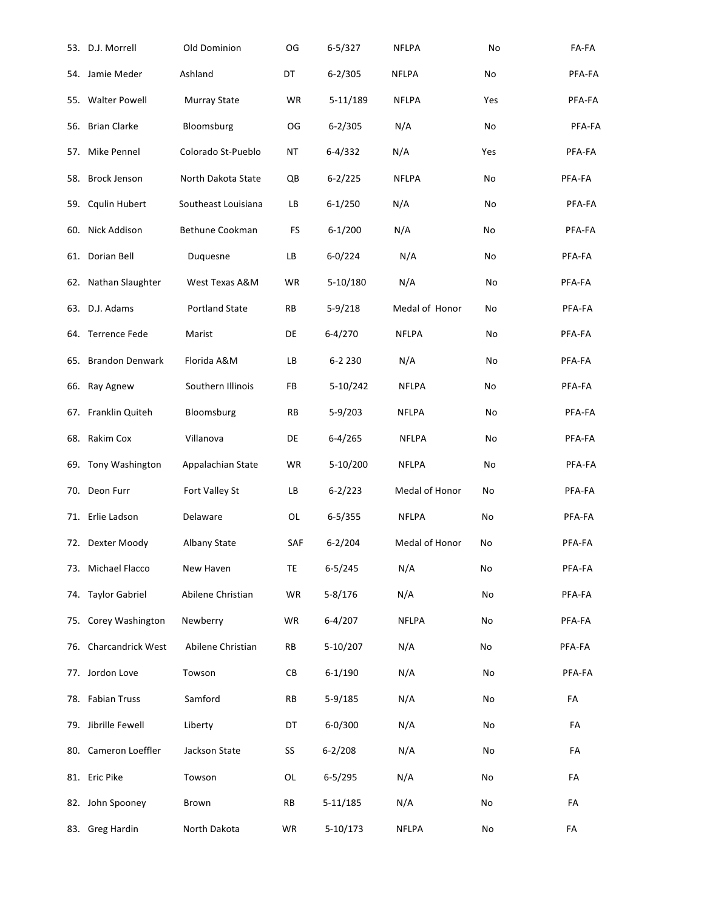| | | | | | | |
|---|---|---|---|---|---|---|
| 53. D.J. Morrell | Old Dominion | OG | 6-5/327 | NFLPA | No | FA-FA |
| 54. Jamie Meder | Ashland | DT | 6-2/305 | NFLPA | No | PFA-FA |
| 55. Walter Powell | Murray State | WR | 5-11/189 | NFLPA | Yes | PFA-FA |
| 56. Brian Clarke | Bloomsburg | OG | 6-2/305 | N/A | No | PFA-FA |
| 57. Mike Pennel | Colorado St-Pueblo | NT | 6-4/332 | N/A | Yes | PFA-FA |
| 58. Brock Jenson | North Dakota State | QB | 6-2/225 | NFLPA | No | PFA-FA |
| 59. Cqulin Hubert | Southeast Louisiana | LB | 6-1/250 | N/A | No | PFA-FA |
| 60. Nick Addison | Bethune Cookman | FS | 6-1/200 | N/A | No | PFA-FA |
| 61. Dorian Bell | Duquesne | LB | 6-0/224 | N/A | No | PFA-FA |
| 62. Nathan Slaughter | West Texas A&M | WR | 5-10/180 | N/A | No | PFA-FA |
| 63. D.J. Adams | Portland State | RB | 5-9/218 | Medal of Honor | No | PFA-FA |
| 64. Terrence Fede | Marist | DE | 6-4/270 | NFLPA | No | PFA-FA |
| 65. Brandon Denwark | Florida A&M | LB | 6-2 230 | N/A | No | PFA-FA |
| 66. Ray Agnew | Southern Illinois | FB | 5-10/242 | NFLPA | No | PFA-FA |
| 67. Franklin Quiteh | Bloomsburg | RB | 5-9/203 | NFLPA | No | PFA-FA |
| 68. Rakim Cox | Villanova | DE | 6-4/265 | NFLPA | No | PFA-FA |
| 69. Tony Washington | Appalachian State | WR | 5-10/200 | NFLPA | No | PFA-FA |
| 70. Deon Furr | Fort Valley St | LB | 6-2/223 | Medal of Honor | No | PFA-FA |
| 71. Erlie Ladson | Delaware | OL | 6-5/355 | NFLPA | No | PFA-FA |
| 72. Dexter Moody | Albany State | SAF | 6-2/204 | Medal of Honor | No | PFA-FA |
| 73. Michael Flacco | New Haven | TE | 6-5/245 | N/A | No | PFA-FA |
| 74. Taylor Gabriel | Abilene Christian | WR | 5-8/176 | N/A | No | PFA-FA |
| 75. Corey Washington | Newberry | WR | 6-4/207 | NFLPA | No | PFA-FA |
| 76. Charcandrick West | Abilene Christian | RB | 5-10/207 | N/A | No | PFA-FA |
| 77. Jordon Love | Towson | CB | 6-1/190 | N/A | No | PFA-FA |
| 78. Fabian Truss | Samford | RB | 5-9/185 | N/A | No | FA |
| 79. Jibrille Fewell | Liberty | DT | 6-0/300 | N/A | No | FA |
| 80. Cameron Loeffler | Jackson State | SS | 6-2/208 | N/A | No | FA |
| 81. Eric Pike | Towson | OL | 6-5/295 | N/A | No | FA |
| 82. John Spooney | Brown | RB | 5-11/185 | N/A | No | FA |
| 83. Greg Hardin | North Dakota | WR | 5-10/173 | NFLPA | No | FA |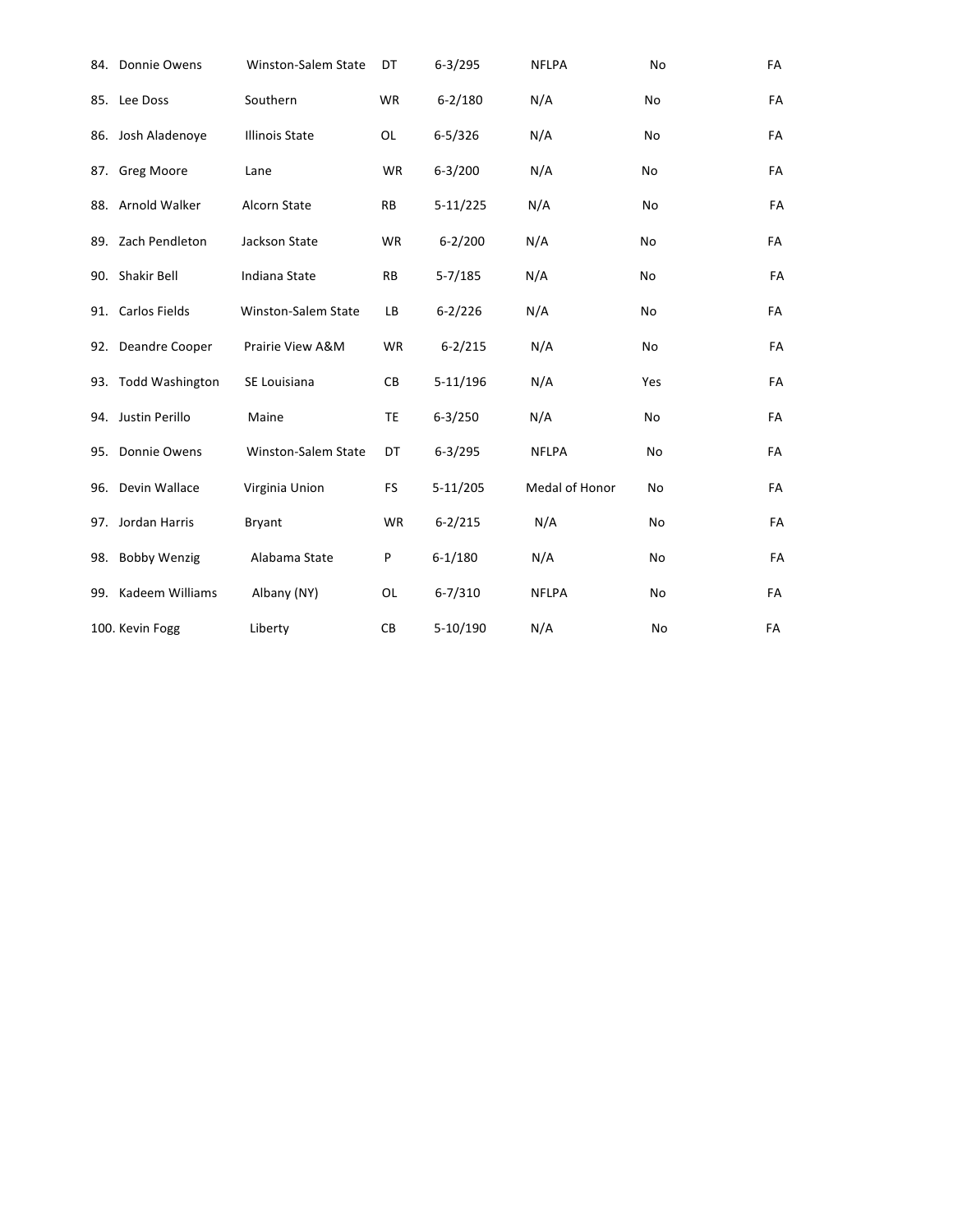| | | | | | | |
|---|---|---|---|---|---|---|
| 84. Donnie Owens | Winston-Salem State | DT | 6-3/295 | NFLPA | No | FA |
| 85. Lee Doss | Southern | WR | 6-2/180 | N/A | No | FA |
| 86. Josh Aladenoye | Illinois State | OL | 6-5/326 | N/A | No | FA |
| 87. Greg Moore | Lane | WR | 6-3/200 | N/A | No | FA |
| 88. Arnold Walker | Alcorn State | RB | 5-11/225 | N/A | No | FA |
| 89. Zach Pendleton | Jackson State | WR | 6-2/200 | N/A | No | FA |
| 90. Shakir Bell | Indiana State | RB | 5-7/185 | N/A | No | FA |
| 91. Carlos Fields | Winston-Salem State | LB | 6-2/226 | N/A | No | FA |
| 92. Deandre Cooper | Prairie View A&M | WR | 6-2/215 | N/A | No | FA |
| 93. Todd Washington | SE Louisiana | CB | 5-11/196 | N/A | Yes | FA |
| 94. Justin Perillo | Maine | TE | 6-3/250 | N/A | No | FA |
| 95. Donnie Owens | Winston-Salem State | DT | 6-3/295 | NFLPA | No | FA |
| 96. Devin Wallace | Virginia Union | FS | 5-11/205 | Medal of Honor | No | FA |
| 97. Jordan Harris | Bryant | WR | 6-2/215 | N/A | No | FA |
| 98. Bobby Wenzig | Alabama State | P | 6-1/180 | N/A | No | FA |
| 99. Kadeem Williams | Albany (NY) | OL | 6-7/310 | NFLPA | No | FA |
| 100. Kevin Fogg | Liberty | CB | 5-10/190 | N/A | No | FA |